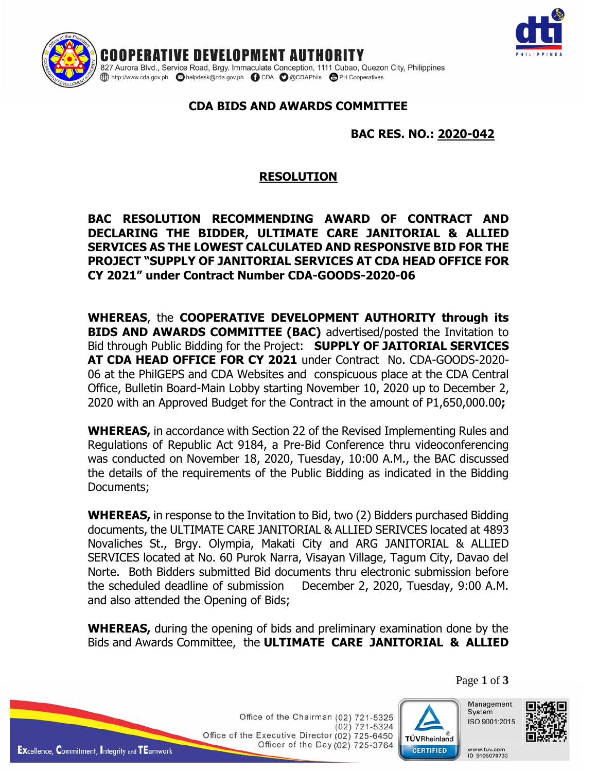# COOPERATIVE DEVELOPMENT AUTHORITY

827 Aurora Blvd., Service Road, Brgy. Immaculate Conception, 1111 Cubao, Quezon City, Philippines
http://www.cda.gov.ph helpdesk@cda.gov.ph CDA @CDAPhils PH Cooperatives

## CDA BIDS AND AWARDS COMMITTEE

**BAC RES. NO.: 2020-042**

## RESOLUTION

**BAC RESOLUTION RECOMMENDING AWARD OF CONTRACT AND DECLARING THE BIDDER, ULTIMATE CARE JANITORIAL & ALLIED SERVICES AS THE LOWEST CALCULATED AND RESPONSIVE BID FOR THE PROJECT "SUPPLY OF JANITORIAL SERVICES AT CDA HEAD OFFICE FOR CY 2021" under Contract Number CDA-GOODS-2020-06**

**WHEREAS**, the **COOPERATIVE DEVELOPMENT AUTHORITY through its BIDS AND AWARDS COMMITTEE (BAC)** advertised/posted the Invitation to Bid through Public Bidding for the Project: **SUPPLY OF JAITORIAL SERVICES AT CDA HEAD OFFICE FOR CY 2021** under Contract No. CDA-GOODS-2020-06 at the PhilGEPS and CDA Websites and conspicuous place at the CDA Central Office, Bulletin Board-Main Lobby starting November 10, 2020 up to December 2, 2020 with an Approved Budget for the Contract in the amount of P1,650,000.00**;**

**WHEREAS,** in accordance with Section 22 of the Revised Implementing Rules and Regulations of Republic Act 9184, a Pre-Bid Conference thru videoconferencing was conducted on November 18, 2020, Tuesday, 10:00 A.M., the BAC discussed the details of the requirements of the Public Bidding as indicated in the Bidding Documents;

**WHEREAS,** in response to the Invitation to Bid, two (2) Bidders purchased Bidding documents, the ULTIMATE CARE JANITORIAL & ALLIED SERIVCES located at 4893 Novaliches St., Brgy. Olympia, Makati City and ARG JANITORIAL & ALLIED SERVICES located at No. 60 Purok Narra, Visayan Village, Tagum City, Davao del Norte. Both Bidders submitted Bid documents thru electronic submission before the scheduled deadline of submission December 2, 2020, Tuesday, 9:00 A.M. and also attended the Opening of Bids;

**WHEREAS,** during the opening of bids and preliminary examination done by the Bids and Awards Committee, the **ULTIMATE CARE JANITORIAL & ALLIED**

Office of the Chairman (02) 721-5325
(02) 721-5324
Office of the Executive Director (02) 725-6450
Officer of the Day (02) 725-3764

Excellence, Commitment, Integrity and TEamwork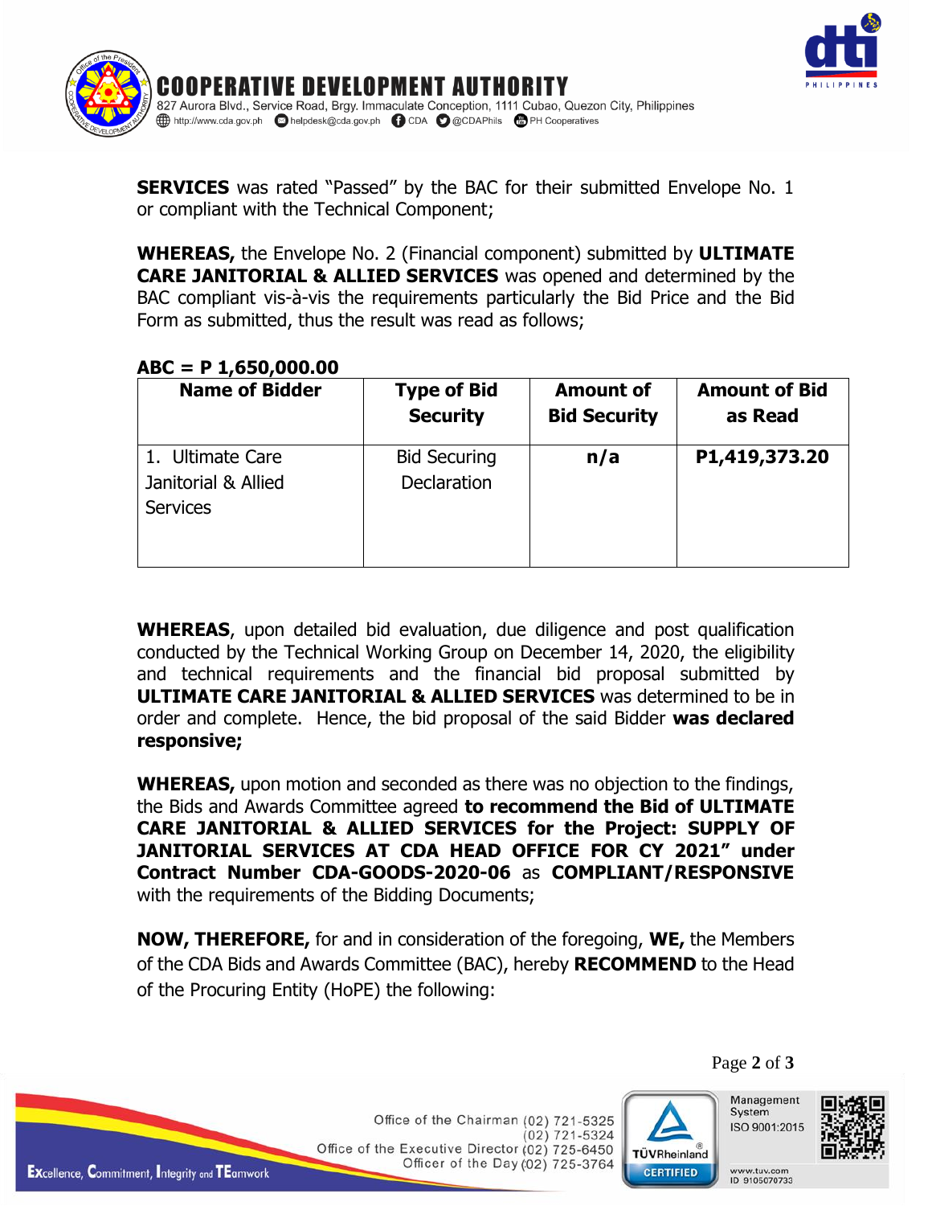**SERVICES** was rated "Passed" by the BAC for their submitted Envelope No. 1 or compliant with the Technical Component;

**WHEREAS,** the Envelope No. 2 (Financial component) submitted by **ULTIMATE CARE JANITORIAL & ALLIED SERVICES** was opened and determined by the BAC compliant vis-à-vis the requirements particularly the Bid Price and the Bid Form as submitted, thus the result was read as follows;

**ABC = P 1,650,000.00**

| Name of Bidder | Type of Bid Security | Amount of Bid Security | Amount of Bid as Read |
|---|---|---|---|
| 1. Ultimate Care Janitorial & Allied Services | Bid Securing Declaration | **n/a** | **P1,419,373.20** |

**WHEREAS**, upon detailed bid evaluation, due diligence and post qualification conducted by the Technical Working Group on December 14, 2020, the eligibility and technical requirements and the financial bid proposal submitted by **ULTIMATE CARE JANITORIAL & ALLIED SERVICES** was determined to be in order and complete. Hence, the bid proposal of the said Bidder **was declared responsive;**

**WHEREAS,** upon motion and seconded as there was no objection to the findings, the Bids and Awards Committee agreed **to recommend the Bid of ULTIMATE CARE JANITORIAL & ALLIED SERVICES for the Project: SUPPLY OF JANITORIAL SERVICES AT CDA HEAD OFFICE FOR CY 2021" under Contract Number CDA-GOODS-2020-06** as **COMPLIANT/RESPONSIVE** with the requirements of the Bidding Documents;

**NOW, THEREFORE,** for and in consideration of the foregoing, **WE,** the Members of the CDA Bids and Awards Committee (BAC), hereby **RECOMMEND** to the Head of the Procuring Entity (HoPE) the following: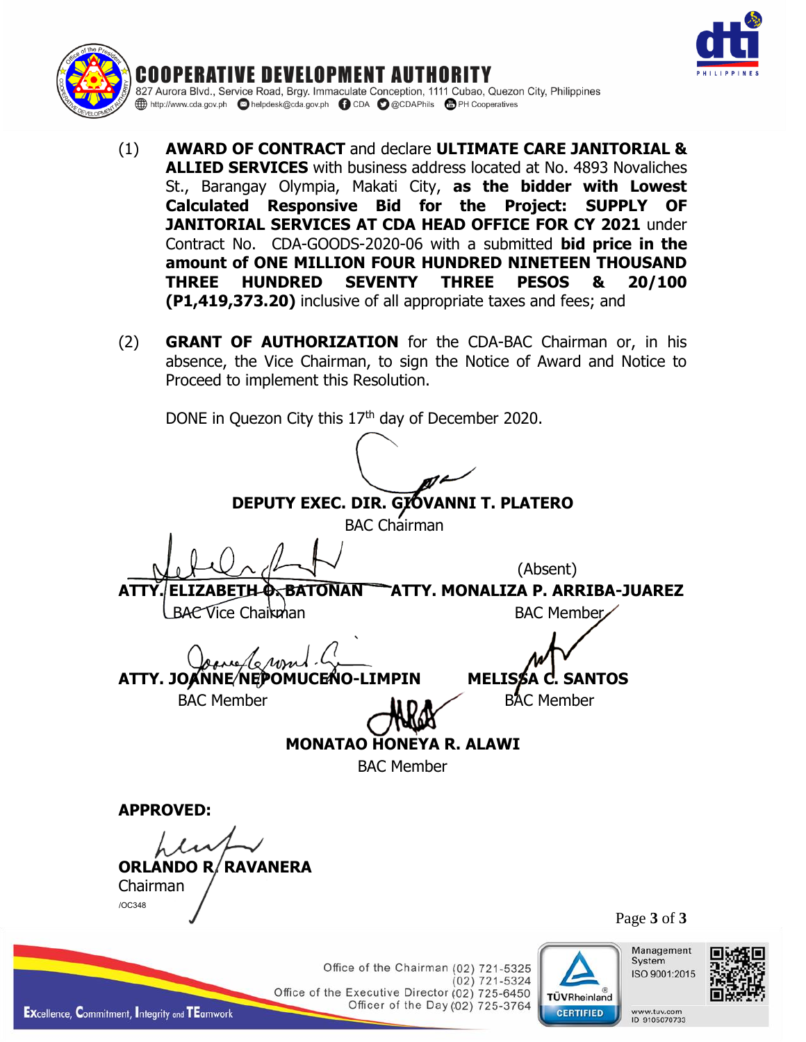(1) **AWARD OF CONTRACT** and declare **ULTIMATE CARE JANITORIAL & ALLIED SERVICES** with business address located at No. 4893 Novaliches St., Barangay Olympia, Makati City, **as the bidder with Lowest Calculated Responsive Bid for the Project: SUPPLY OF JANITORIAL SERVICES AT CDA HEAD OFFICE FOR CY 2021** under Contract No. CDA-GOODS-2020-06 with a submitted **bid price in the amount of ONE MILLION FOUR HUNDRED NINETEEN THOUSAND THREE HUNDRED SEVENTY THREE PESOS & 20/100 (P1,419,373.20)** inclusive of all appropriate taxes and fees; and

(2) **GRANT OF AUTHORIZATION** for the CDA-BAC Chairman or, in his absence, the Vice Chairman, to sign the Notice of Award and Notice to Proceed to implement this Resolution.

DONE in Quezon City this 17th day of December 2020.

**DEPUTY EXEC. DIR. GIOVANNI T. PLATERO**
BAC Chairman

**ATTY. ELIZABETH O. BATONAN**
BAC Vice Chairman

(Absent)
**ATTY. MONALIZA P. ARRIBA-JUAREZ**
BAC Member

**ATTY. JOANNE NEPOMUCENO-LIMPIN**
BAC Member

**MELISSA C. SANTOS**
BAC Member

**MONATAO HONEYA R. ALAWI**
BAC Member

**APPROVED:**

**ORLANDO R. RAVANERA**
Chairman

/OC348